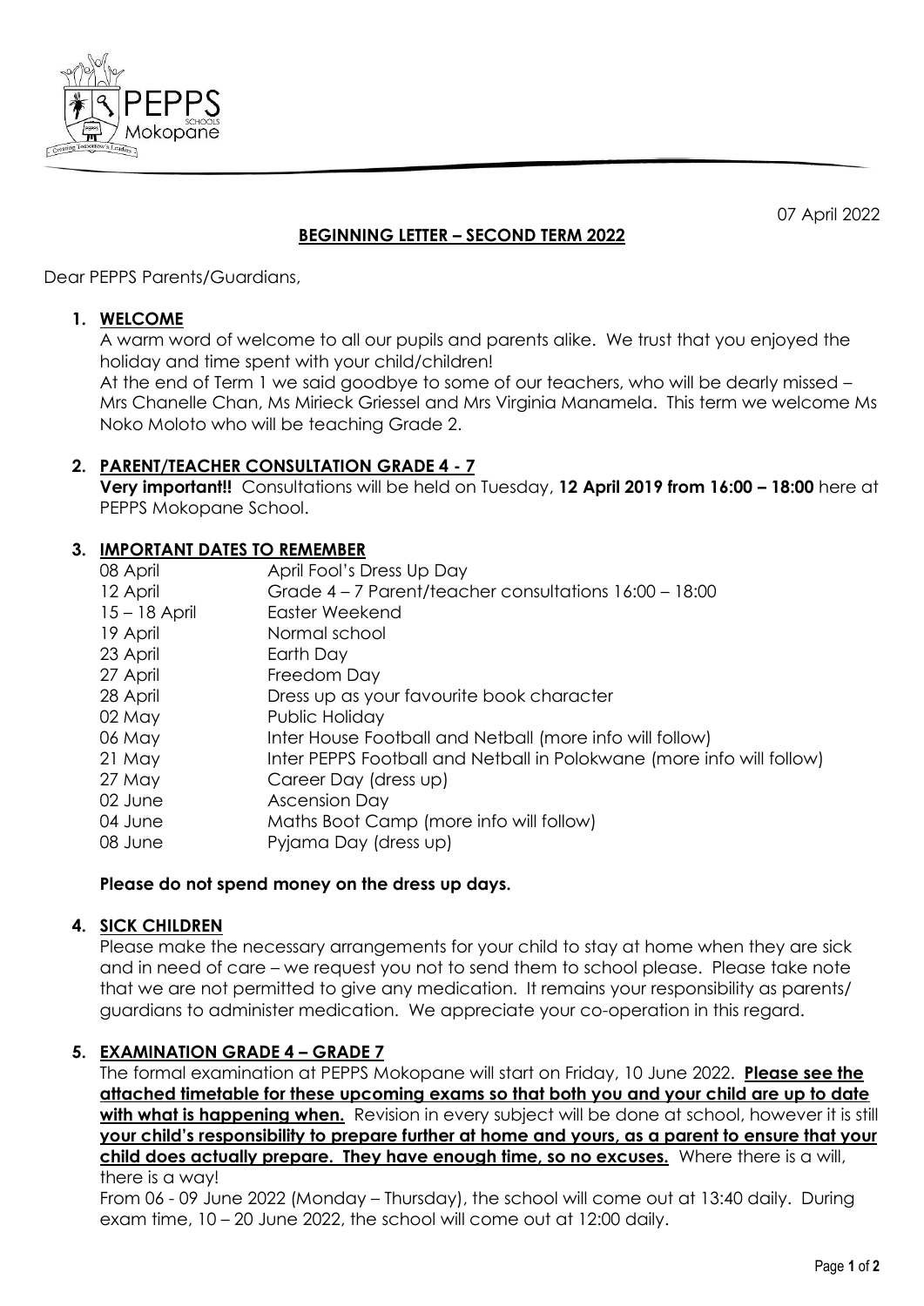07 April 2022

## BEGINNING LETTER – SECOND TERM 2022

Dear PEPPS Parents/Guardians,

1. **WELCOME**

   A warm word of welcome to all our pupils and parents alike. We trust that you enjoyed the holiday and time spent with your child/children!

   At the end of Term 1 we said goodbye to some of our teachers, who will be dearly missed – Mrs Chanelle Chan, Ms Mirieck Griessel and Mrs Virginia Manamela. This term we welcome Ms Noko Moloto who will be teaching Grade 2.

2. **PARENT/TEACHER CONSULTATION GRADE 4 - 7**

   **Very important!!** Consultations will be held on Tuesday, **12 April 2019 from 16:00 – 18:00** here at PEPPS Mokopane School.

3. **IMPORTANT DATES TO REMEMBER**

| | |
|---|---|
| 08 April | April Fool's Dress Up Day |
| 12 April | Grade 4 – 7 Parent/teacher consultations 16:00 – 18:00 |
| 15 – 18 April | Easter Weekend |
| 19 April | Normal school |
| 23 April | Earth Day |
| 27 April | Freedom Day |
| 28 April | Dress up as your favourite book character |
| 02 May | Public Holiday |
| 06 May | Inter House Football and Netball (more info will follow) |
| 21 May | Inter PEPPS Football and Netball in Polokwane (more info will follow) |
| 27 May | Career Day (dress up) |
| 02 June | Ascension Day |
| 04 June | Maths Boot Camp (more info will follow) |
| 08 June | Pyjama Day (dress up) |

   **Please do not spend money on the dress up days.**

4. **SICK CHILDREN**

   Please make the necessary arrangements for your child to stay at home when they are sick and in need of care – we request you not to send them to school please. Please take note that we are not permitted to give any medication. It remains your responsibility as parents/ guardians to administer medication. We appreciate your co-operation in this regard.

5. **EXAMINATION GRADE 4 – GRADE 7**

   The formal examination at PEPPS Mokopane will start on Friday, 10 June 2022. **Please see the attached timetable for these upcoming exams so that both you and your child are up to date with what is happening when.** Revision in every subject will be done at school, however it is still **your child's responsibility to prepare further at home and yours, as a parent to ensure that your child does actually prepare. They have enough time, so no excuses.** Where there is a will, there is a way!

   From 06 - 09 June 2022 (Monday – Thursday), the school will come out at 13:40 daily. During exam time, 10 – 20 June 2022, the school will come out at 12:00 daily.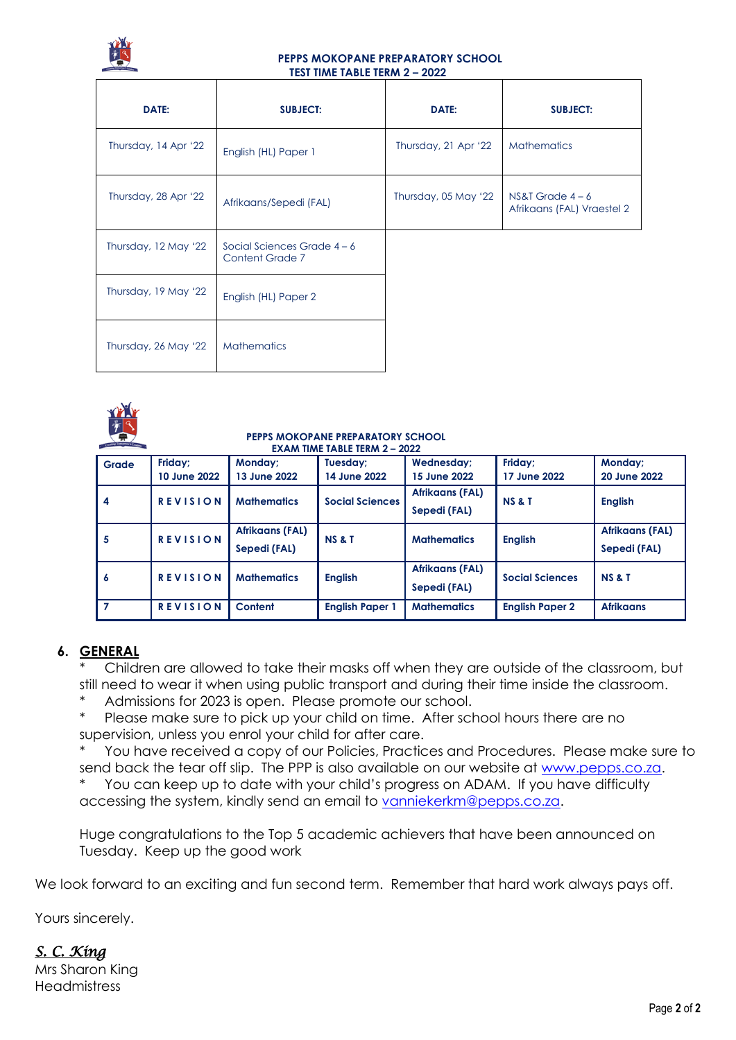**PEPPS MOKOPANE PREPARATORY SCHOOL**
**TEST TIME TABLE TERM 2 – 2022**

| DATE: | SUBJECT: | DATE: | SUBJECT: |
|---|---|---|---|
| Thursday, 14 Apr '22 | English (HL) Paper 1 | Thursday, 21 Apr '22 | Mathematics |
| Thursday, 28 Apr '22 | Afrikaans/Sepedi (FAL) | Thursday, 05 May '22 | NS&T Grade 4 – 6<br>Afrikaans (FAL) Vraestel 2 |
| Thursday, 12 May '22 | Social Sciences Grade 4 – 6<br>Content Grade 7 | | |
| Thursday, 19 May '22 | English (HL) Paper 2 | | |
| Thursday, 26 May '22 | Mathematics | | |

**PEPPS MOKOPANE PREPARATORY SCHOOL**
**EXAM TIME TABLE TERM 2 – 2022**

| Grade | Friday; 10 June 2022 | Monday; 13 June 2022 | Tuesday; 14 June 2022 | Wednesday; 15 June 2022 | Friday; 17 June 2022 | Monday; 20 June 2022 |
|---|---|---|---|---|---|---|
| 4 | REVISION | Mathematics | Social Sciences | Afrikaans (FAL)<br>Sepedi (FAL) | NS & T | English |
| 5 | REVISION | Afrikaans (FAL)<br>Sepedi (FAL) | NS & T | Mathematics | English | Afrikaans (FAL)<br>Sepedi (FAL) |
| 6 | REVISION | Mathematics | English | Afrikaans (FAL)<br>Sepedi (FAL) | Social Sciences | NS & T |
| 7 | REVISION | Content | English Paper 1 | Mathematics | English Paper 2 | Afrikaans |

## 6. GENERAL

* Children are allowed to take their masks off when they are outside of the classroom, but still need to wear it when using public transport and during their time inside the classroom.
* Admissions for 2023 is open. Please promote our school.
* Please make sure to pick up your child on time. After school hours there are no supervision, unless you enrol your child for after care.
* You have received a copy of our Policies, Practices and Procedures. Please make sure to send back the tear off slip. The PPP is also available on our website at www.pepps.co.za.
* You can keep up to date with your child's progress on ADAM. If you have difficulty accessing the system, kindly send an email to vanniekerkm@pepps.co.za.

Huge congratulations to the Top 5 academic achievers that have been announced on Tuesday. Keep up the good work

We look forward to an exciting and fun second term. Remember that hard work always pays off.

Yours sincerely.

*S. C. King*
Mrs Sharon King
Headmistress